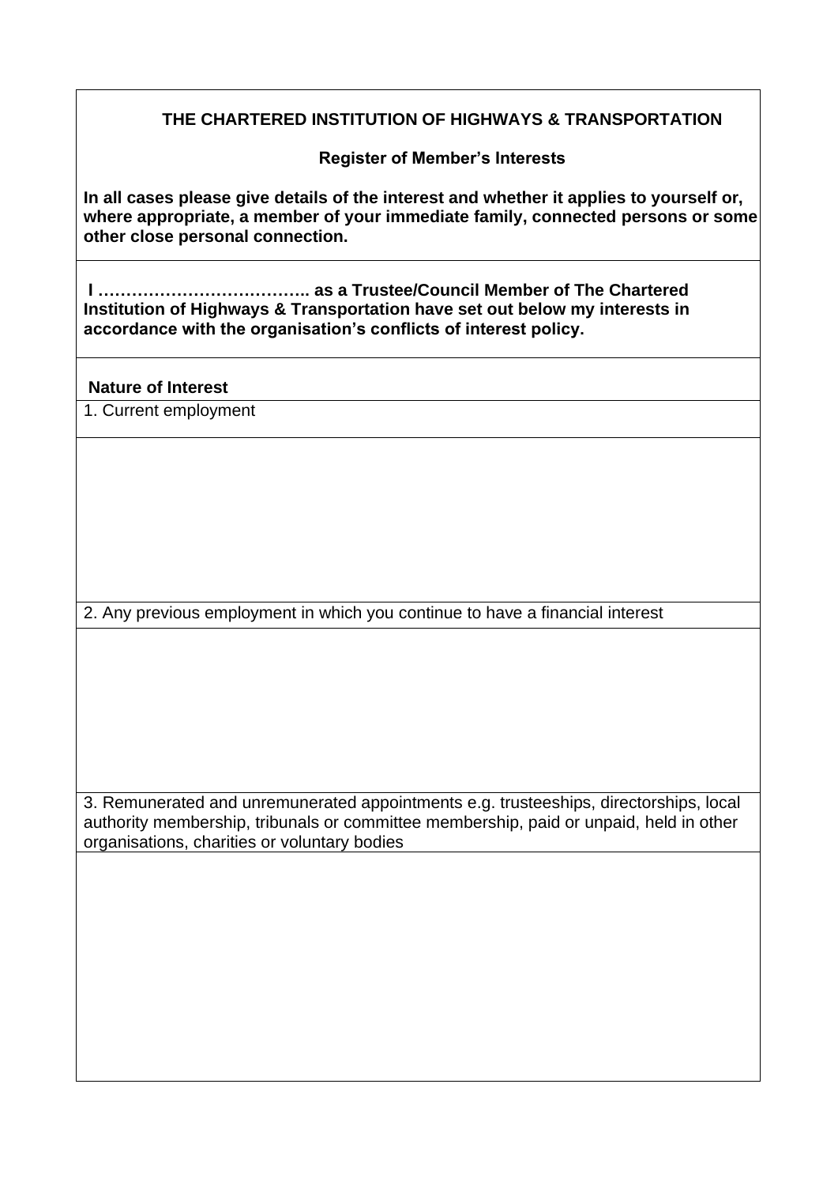**THE CHARTERED INSTITUTION OF HIGHWAYS & TRANSPORTATION**

**Register of Member's Interests**

**In all cases please give details of the interest and whether it applies to yourself or, where appropriate, a member of your immediate family, connected persons or some other close personal connection.**

**I ……………………………….. as a Trustee/Council Member of The Chartered Institution of Highways & Transportation have set out below my interests in accordance with the organisation's conflicts of interest policy.**

**Nature of Interest**

1. Current employment

2. Any previous employment in which you continue to have a financial interest

3. Remunerated and unremunerated appointments e.g. trusteeships, directorships, local authority membership, tribunals or committee membership, paid or unpaid, held in other organisations, charities or voluntary bodies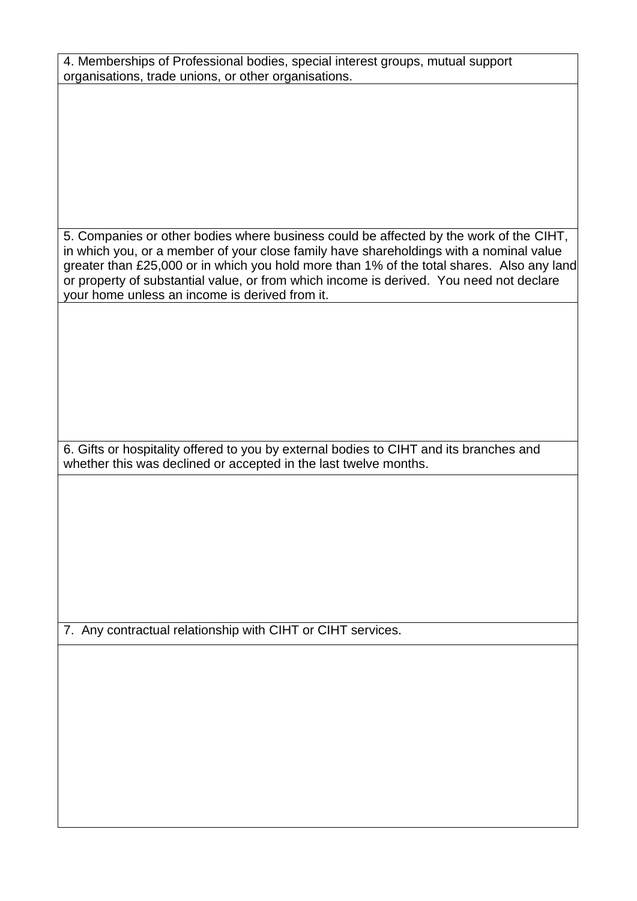| 4. Memberships of Professional bodies, special interest groups, mutual support organisations, trade unions, or other organisations. |
| --- |
| |
| 5. Companies or other bodies where business could be affected by the work of the CIHT, in which you, or a member of your close family have shareholdings with a nominal value greater than £25,000 or in which you hold more than 1% of the total shares. Also any land or property of substantial value, or from which income is derived. You need not declare your home unless an income is derived from it. |
| |
| 6. Gifts or hospitality offered to you by external bodies to CIHT and its branches and whether this was declined or accepted in the last twelve months. |
| |
| 7. Any contractual relationship with CIHT or CIHT services. |
| |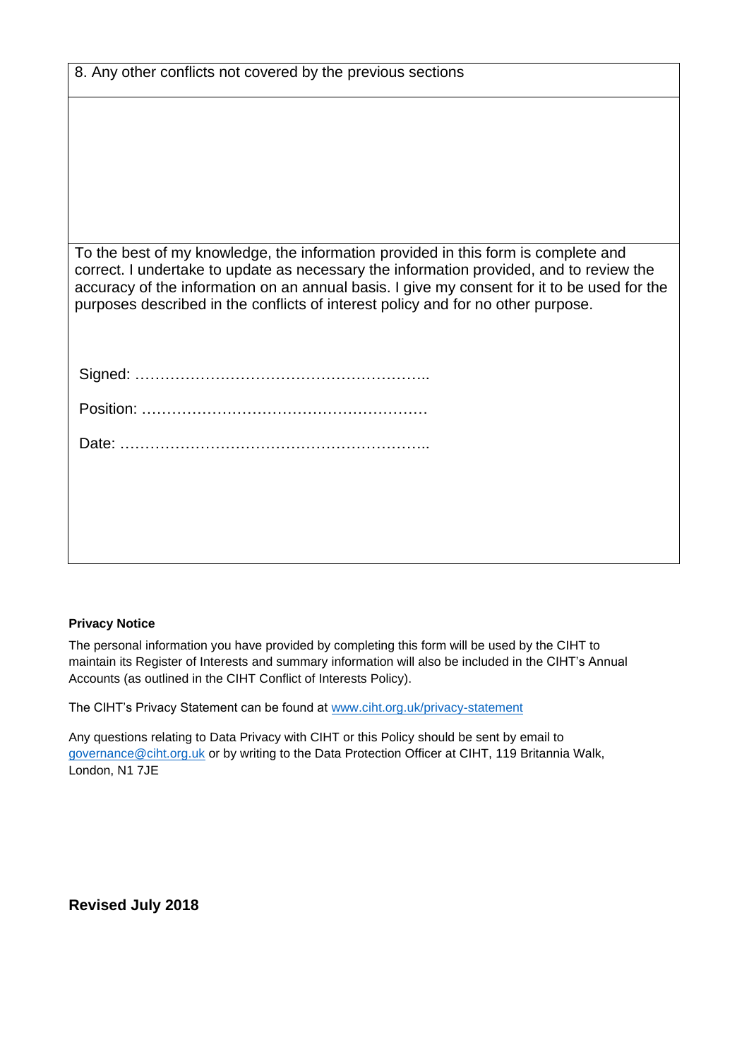| 8. Any other conflicts not covered by the previous sections |
|---|
| |
| To the best of my knowledge, the information provided in this form is complete and correct. I undertake to update as necessary the information provided, and to review the accuracy of the information on an annual basis. I give my consent for it to be used for the purposes described in the conflicts of interest policy and for no other purpose.<br><br>Signed: …………………………………………………..<br><br>Position: …………………………………………………<br><br>Date: …………………………………………………….. |

**Privacy Notice**

The personal information you have provided by completing this form will be used by the CIHT to maintain its Register of Interests and summary information will also be included in the CIHT's Annual Accounts (as outlined in the CIHT Conflict of Interests Policy).

The CIHT's Privacy Statement can be found at www.ciht.org.uk/privacy-statement

Any questions relating to Data Privacy with CIHT or this Policy should be sent by email to governance@ciht.org.uk or by writing to the Data Protection Officer at CIHT, 119 Britannia Walk, London, N1 7JE

**Revised July 2018**